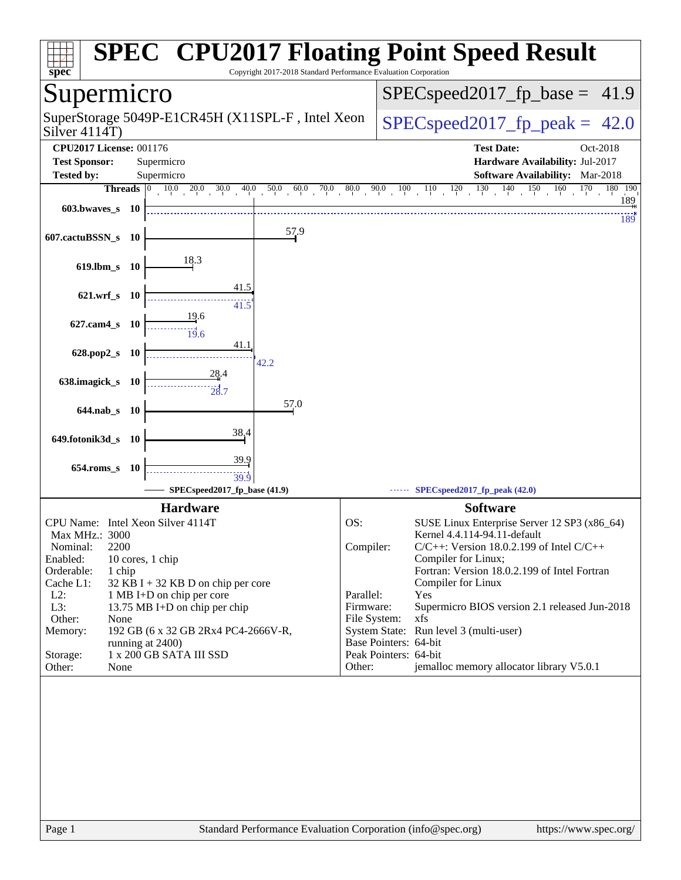# SPEC CPU2017 Floating Point Speed Result

Copyright 2017-2018 Standard Performance Evaluation Corporation

## Supermicro

SuperStorage 5049P-E1CR45H (X11SPL-F , Intel Xeon Silver 4114T)

SPECspeed2017_fp_base = 41.9

SPECspeed2017_fp_peak = 42.0

**CPU2017 License:** 001176
**Test Sponsor:** Supermicro
**Tested by:** Supermicro

**Test Date:** Oct-2018
**Hardware Availability:** Jul-2017
**Software Availability:** Mar-2018

| Benchmark | Threads | Base | Peak |
|---|---|---|---|
| 603.bwaves_s | 10 | 189 | 189 |
| 607.cactuBSSN_s | 10 | 57.9 | |
| 619.lbm_s | 10 | 18.3 | |
| 621.wrf_s | 10 | 41.5 | 41.5 |
| 627.cam4_s | 10 | 19.6 | 19.6 |
| 628.pop2_s | 10 | 41.1 | 42.2 |
| 638.imagick_s | 10 | 28.4 | 28.7 |
| 644.nab_s | 10 | 57.0 | |
| 649.fotonik3d_s | 10 | 38.4 | |
| 654.roms_s | 10 | 39.9 | 39.9 |

SPECspeed2017_fp_base (41.9) — SPECspeed2017_fp_peak (42.0)

### Hardware

| | |
|---|---|
| CPU Name: | Intel Xeon Silver 4114T |
| Max MHz.: | 3000 |
| Nominal: | 2200 |
| Enabled: | 10 cores, 1 chip |
| Orderable: | 1 chip |
| Cache L1: | 32 KB I + 32 KB D on chip per core |
| L2: | 1 MB I+D on chip per core |
| L3: | 13.75 MB I+D on chip per chip |
| Other: | None |
| Memory: | 192 GB (6 x 32 GB 2Rx4 PC4-2666V-R, running at 2400) |
| Storage: | 1 x 200 GB SATA III SSD |
| Other: | None |

### Software

| | |
|---|---|
| OS: | SUSE Linux Enterprise Server 12 SP3 (x86_64) Kernel 4.4.114-94.11-default |
| Compiler: | C/C++: Version 18.0.2.199 of Intel C/C++ Compiler for Linux; Fortran: Version 18.0.2.199 of Intel Fortran Compiler for Linux |
| Parallel: | Yes |
| Firmware: | Supermicro BIOS version 2.1 released Jun-2018 |
| File System: | xfs |
| System State: | Run level 3 (multi-user) |
| Base Pointers: | 64-bit |
| Peak Pointers: | 64-bit |
| Other: | jemalloc memory allocator library V5.0.1 |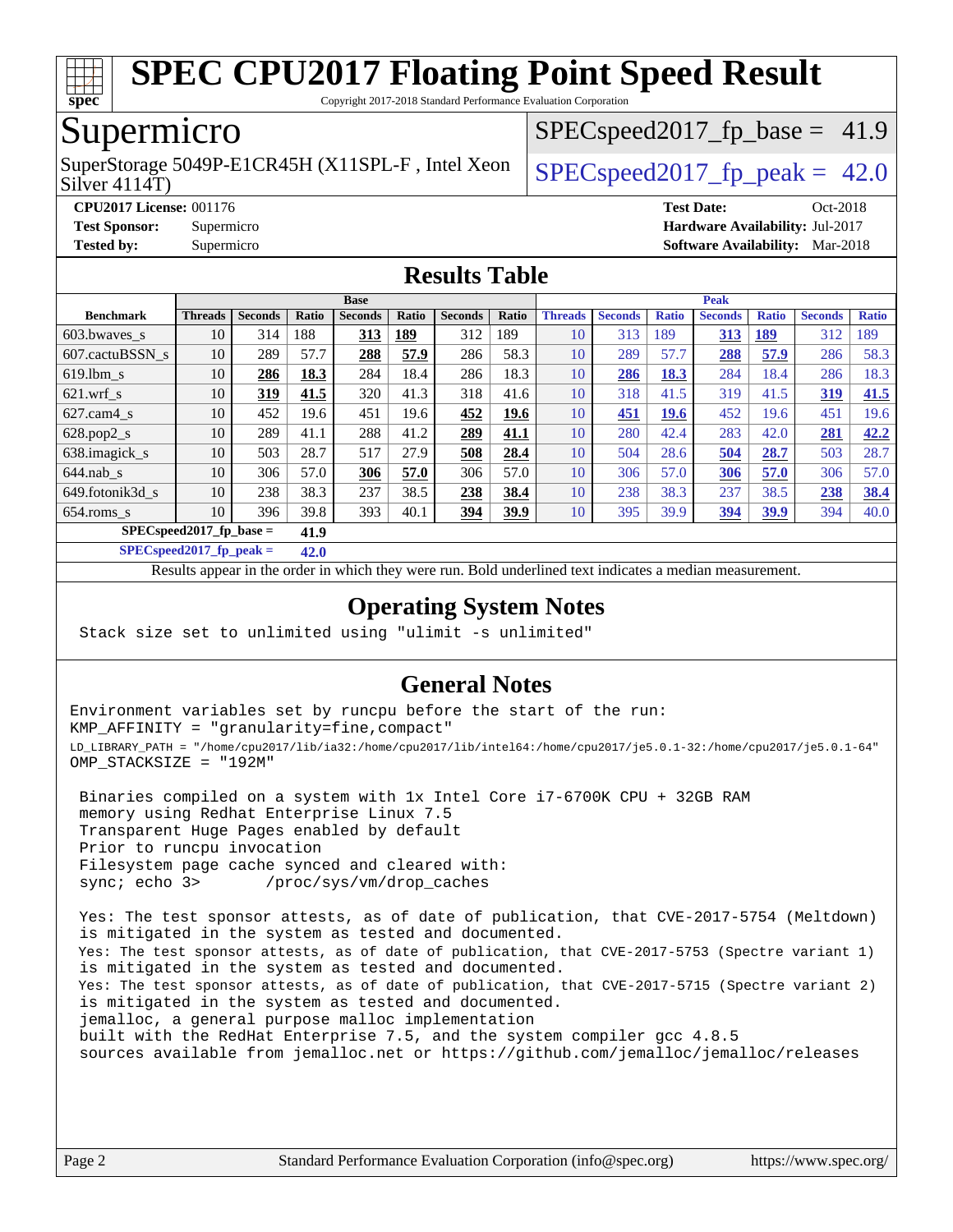# SPEC CPU2017 Floating Point Speed Result

Copyright 2017-2018 Standard Performance Evaluation Corporation

## Supermicro

SuperStorage 5049P-E1CR45H (X11SPL-F , Intel Xeon Silver 4114T)

SPECspeed2017_fp_base = 41.9

SPECspeed2017_fp_peak = 42.0

**CPU2017 License:** 001176
**Test Sponsor:** Supermicro
**Tested by:** Supermicro

**Test Date:** Oct-2018
**Hardware Availability:** Jul-2017
**Software Availability:** Mar-2018

## Results Table

| | Base | | | | | | | Peak | | | | | | |
|---|---|---|---|---|---|---|---|---|---|---|---|---|---|---|
| **Benchmark** | **Threads** | **Seconds** | **Ratio** | **Seconds** | **Ratio** | **Seconds** | **Ratio** | **Threads** | **Seconds** | **Ratio** | **Seconds** | **Ratio** | **Seconds** | **Ratio** |
| 603.bwaves_s | 10 | 314 | 188 | **313** | **189** | 312 | 189 | 10 | 313 | 189 | **313** | **189** | 312 | 189 |
| 607.cactuBSSN_s | 10 | 289 | 57.7 | **288** | **57.9** | 286 | 58.3 | 10 | 289 | 57.7 | **288** | **57.9** | 286 | 58.3 |
| 619.lbm_s | 10 | **286** | **18.3** | 284 | 18.4 | 286 | 18.3 | 10 | **286** | **18.3** | 284 | 18.4 | 286 | 18.3 |
| 621.wrf_s | 10 | **319** | **41.5** | 320 | 41.3 | 318 | 41.6 | 10 | 318 | 41.5 | 319 | 41.5 | **319** | **41.5** |
| 627.cam4_s | 10 | 452 | 19.6 | 451 | 19.6 | **452** | **19.6** | 10 | **451** | **19.6** | 452 | 19.6 | 451 | 19.6 |
| 628.pop2_s | 10 | 289 | 41.1 | 288 | 41.2 | **289** | **41.1** | 10 | 280 | 42.4 | 283 | 42.0 | **281** | **42.2** |
| 638.imagick_s | 10 | 503 | 28.7 | 517 | 27.9 | **508** | **28.4** | 10 | 504 | 28.6 | **504** | **28.7** | 503 | 28.7 |
| 644.nab_s | 10 | 306 | 57.0 | **306** | **57.0** | 306 | 57.0 | 10 | 306 | 57.0 | **306** | **57.0** | 306 | 57.0 |
| 649.fotonik3d_s | 10 | 238 | 38.3 | 237 | 38.5 | **238** | **38.4** | 10 | 238 | 38.3 | 237 | 38.5 | **238** | **38.4** |
| 654.roms_s | 10 | 396 | 39.8 | 393 | 40.1 | **394** | **39.9** | 10 | 395 | 39.9 | **394** | **39.9** | 394 | 40.0 |

**SPECspeed2017_fp_base = 41.9**

**SPECspeed2017_fp_peak = 42.0**

Results appear in the order in which they were run. Bold underlined text indicates a median measurement.

## Operating System Notes

```
Stack size set to unlimited using "ulimit -s unlimited"
```

## General Notes

```
Environment variables set by runcpu before the start of the run:
KMP_AFFINITY = "granularity=fine,compact"
LD_LIBRARY_PATH = "/home/cpu2017/lib/ia32:/home/cpu2017/lib/intel64:/home/cpu2017/je5.0.1-32:/home/cpu2017/je5.0.1-64"
OMP_STACKSIZE = "192M"

 Binaries compiled on a system with 1x Intel Core i7-6700K CPU + 32GB RAM
 memory using Redhat Enterprise Linux 7.5
 Transparent Huge Pages enabled by default
 Prior to runcpu invocation
 Filesystem page cache synced and cleared with:
 sync; echo 3>       /proc/sys/vm/drop_caches

 Yes: The test sponsor attests, as of date of publication, that CVE-2017-5754 (Meltdown)
 is mitigated in the system as tested and documented.
 Yes: The test sponsor attests, as of date of publication, that CVE-2017-5753 (Spectre variant 1)
 is mitigated in the system as tested and documented.
 Yes: The test sponsor attests, as of date of publication, that CVE-2017-5715 (Spectre variant 2)
 is mitigated in the system as tested and documented.
 jemalloc, a general purpose malloc implementation
 built with the RedHat Enterprise 7.5, and the system compiler gcc 4.8.5
 sources available from jemalloc.net or https://github.com/jemalloc/jemalloc/releases
```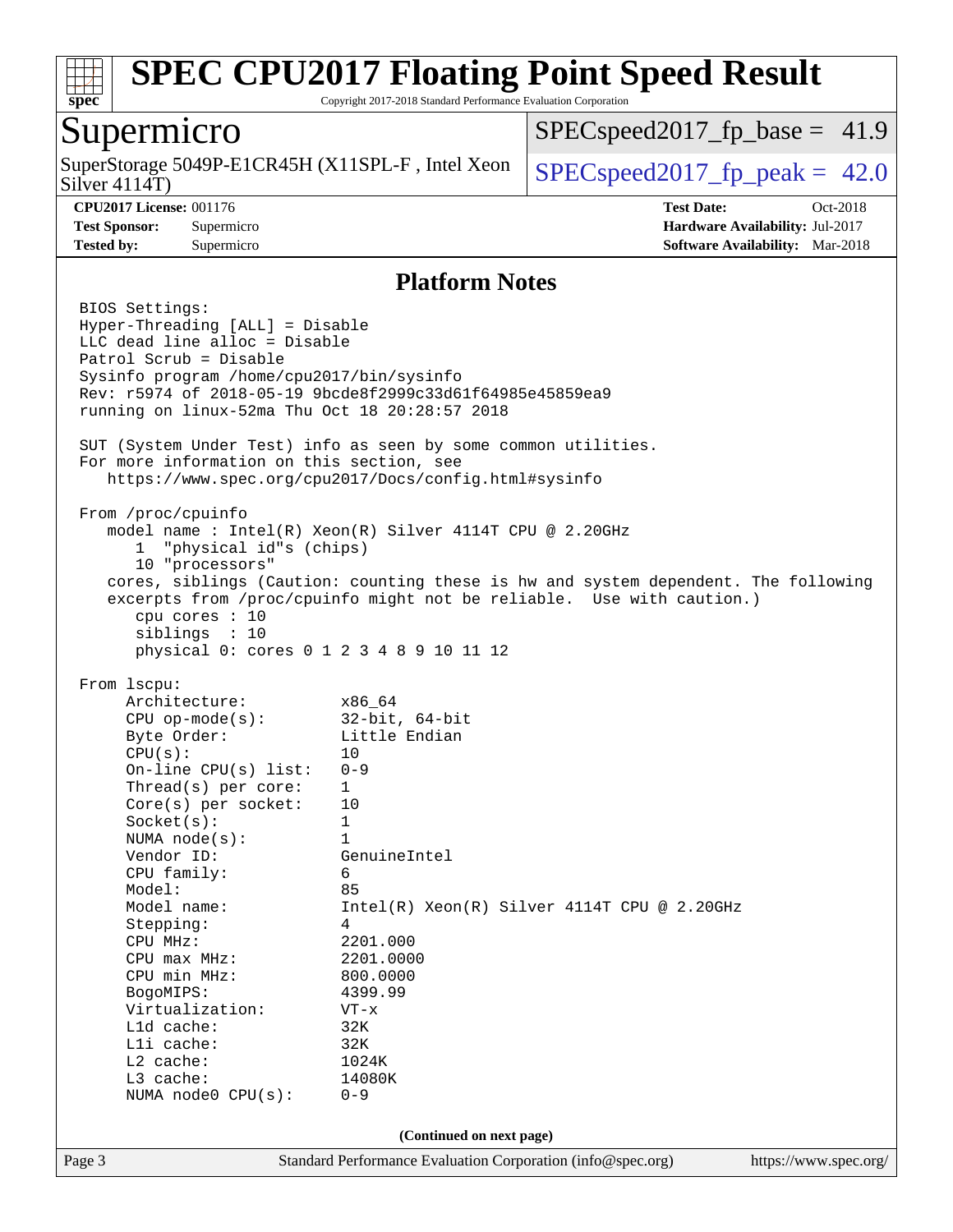## Platform Notes

```
BIOS Settings:
Hyper-Threading [ALL] = Disable
LLC dead line alloc = Disable
Patrol Scrub = Disable
Sysinfo program /home/cpu2017/bin/sysinfo
Rev: r5974 of 2018-05-19 9bcde8f2999c33d61f64985e45859ea9
running on linux-52ma Thu Oct 18 20:28:57 2018

SUT (System Under Test) info as seen by some common utilities.
For more information on this section, see
   https://www.spec.org/cpu2017/Docs/config.html#sysinfo

From /proc/cpuinfo
   model name : Intel(R) Xeon(R) Silver 4114T CPU @ 2.20GHz
      1  "physical id"s (chips)
      10 "processors"
   cores, siblings (Caution: counting these is hw and system dependent. The following
   excerpts from /proc/cpuinfo might not be reliable.  Use with caution.)
      cpu cores : 10
      siblings  : 10
      physical 0: cores 0 1 2 3 4 8 9 10 11 12

From lscpu:
     Architecture:          x86_64
     CPU op-mode(s):        32-bit, 64-bit
     Byte Order:            Little Endian
     CPU(s):                10
     On-line CPU(s) list:   0-9
     Thread(s) per core:    1
     Core(s) per socket:    10
     Socket(s):             1
     NUMA node(s):          1
     Vendor ID:             GenuineIntel
     CPU family:            6
     Model:                 85
     Model name:            Intel(R) Xeon(R) Silver 4114T CPU @ 2.20GHz
     Stepping:              4
     CPU MHz:               2201.000
     CPU max MHz:           2201.0000
     CPU min MHz:           800.0000
     BogoMIPS:              4399.99
     Virtualization:        VT-x
     L1d cache:             32K
     L1i cache:             32K
     L2 cache:              1024K
     L3 cache:              14080K
     NUMA node0 CPU(s):     0-9
```

(Continued on next page)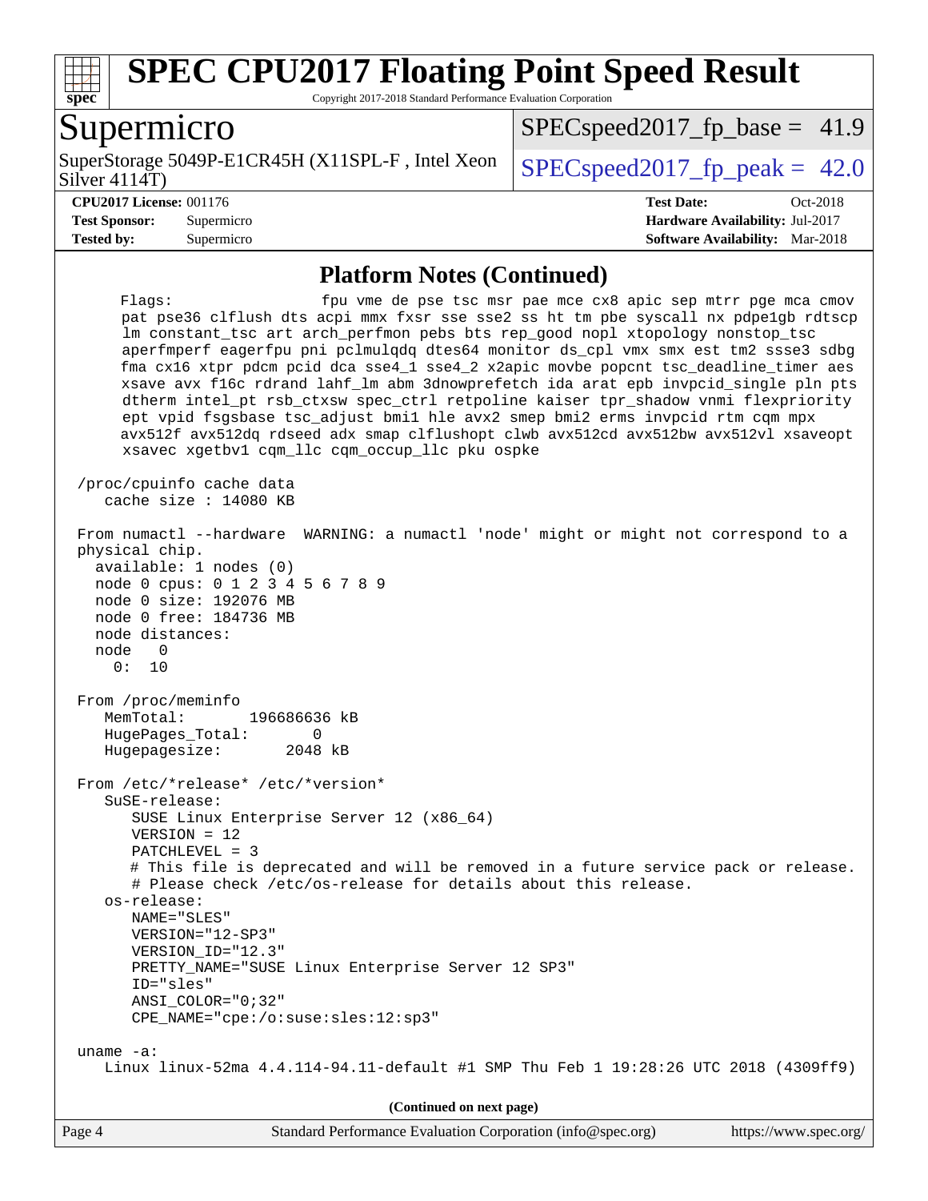## Platform Notes (Continued)

```
     Flags:                   fpu vme de pse tsc msr pae mce cx8 apic sep mtrr pge mca cmov
      pat pse36 clflush dts acpi mmx fxsr sse sse2 ss ht tm pbe syscall nx pdpe1gb rdtscp
      lm constant_tsc art arch_perfmon pebs bts rep_good nopl xtopology nonstop_tsc
      aperfmperf eagerfpu pni pclmulqdq dtes64 monitor ds_cpl vmx smx est tm2 ssse3 sdbg
      fma cx16 xtpr pdcm pcid dca sse4_1 sse4_2 x2apic movbe popcnt tsc_deadline_timer aes
      xsave avx f16c rdrand lahf_lm abm 3dnowprefetch ida arat epb invpcid_single pln pts
      dtherm intel_pt rsb_ctxsw spec_ctrl retpoline kaiser tpr_shadow vnmi flexpriority
      ept vpid fsgsbase tsc_adjust bmi1 hle avx2 smep bmi2 erms invpcid rtm cqm mpx
      avx512f avx512dq rdseed adx smap clflushopt clwb avx512cd avx512bw avx512vl xsaveopt
      xsavec xgetbv1 cqm_llc cqm_occup_llc pku ospke

 /proc/cpuinfo cache data
    cache size : 14080 KB

 From numactl --hardware  WARNING: a numactl 'node' might or might not correspond to a
 physical chip.
   available: 1 nodes (0)
   node 0 cpus: 0 1 2 3 4 5 6 7 8 9
   node 0 size: 192076 MB
   node 0 free: 184736 MB
   node distances:
   node   0
     0:  10

 From /proc/meminfo
    MemTotal:       196686636 kB
    HugePages_Total:       0
    Hugepagesize:       2048 kB

 From /etc/*release* /etc/*version*
    SuSE-release:
       SUSE Linux Enterprise Server 12 (x86_64)
       VERSION = 12
       PATCHLEVEL = 3
       # This file is deprecated and will be removed in a future service pack or release.
       # Please check /etc/os-release for details about this release.
    os-release:
       NAME="SLES"
       VERSION="12-SP3"
       VERSION_ID="12.3"
       PRETTY_NAME="SUSE Linux Enterprise Server 12 SP3"
       ID="sles"
       ANSI_COLOR="0;32"
       CPE_NAME="cpe:/o:suse:sles:12:sp3"

 uname -a:
    Linux linux-52ma 4.4.114-94.11-default #1 SMP Thu Feb 1 19:28:26 UTC 2018 (4309ff9)
```

(Continued on next page)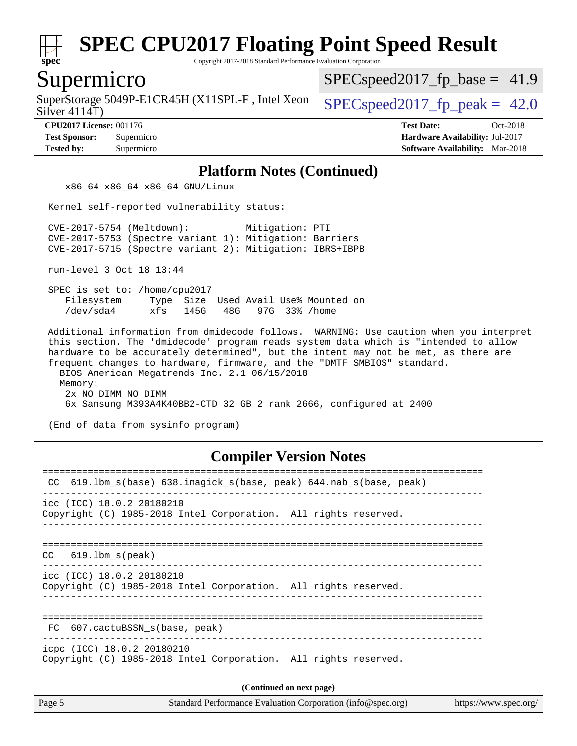## Platform Notes (Continued)

```
    x86_64 x86_64 x86_64 GNU/Linux

 Kernel self-reported vulnerability status:

 CVE-2017-5754 (Meltdown):          Mitigation: PTI
 CVE-2017-5753 (Spectre variant 1): Mitigation: Barriers
 CVE-2017-5715 (Spectre variant 2): Mitigation: IBRS+IBPB

 run-level 3 Oct 18 13:44

 SPEC is set to: /home/cpu2017
    Filesystem     Type  Size  Used Avail Use% Mounted on
    /dev/sda4      xfs   145G   48G   97G  33% /home

 Additional information from dmidecode follows.  WARNING: Use caution when you interpret
 this section. The 'dmidecode' program reads system data which is "intended to allow
 hardware to be accurately determined", but the intent may not be met, as there are
 frequent changes to hardware, firmware, and the "DMTF SMBIOS" standard.
   BIOS American Megatrends Inc. 2.1 06/15/2018
   Memory:
    2x NO DIMM NO DIMM
    6x Samsung M393A4K40BB2-CTD 32 GB 2 rank 2666, configured at 2400

 (End of data from sysinfo program)
```

## Compiler Version Notes

```
==============================================================================
 CC  619.lbm_s(base) 638.imagick_s(base, peak) 644.nab_s(base, peak)
------------------------------------------------------------------------------
icc (ICC) 18.0.2 20180210
Copyright (C) 1985-2018 Intel Corporation.  All rights reserved.
------------------------------------------------------------------------------

==============================================================================
CC   619.lbm_s(peak)
------------------------------------------------------------------------------
icc (ICC) 18.0.2 20180210
Copyright (C) 1985-2018 Intel Corporation.  All rights reserved.
------------------------------------------------------------------------------

==============================================================================
 FC  607.cactuBSSN_s(base, peak)
------------------------------------------------------------------------------
icpc (ICC) 18.0.2 20180210
Copyright (C) 1985-2018 Intel Corporation.  All rights reserved.
```

**(Continued on next page)**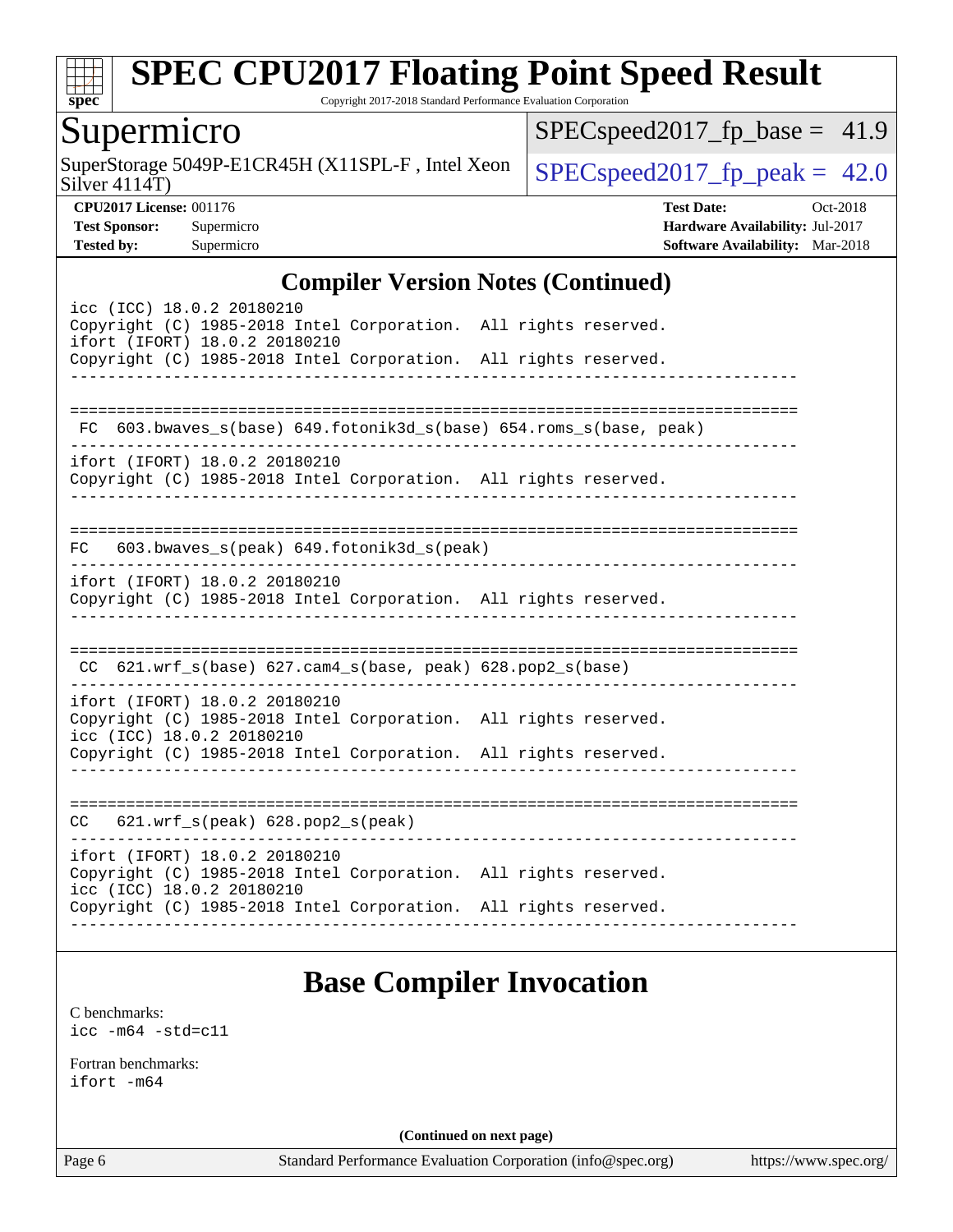## Compiler Version Notes (Continued)

```
icc (ICC) 18.0.2 20180210
Copyright (C) 1985-2018 Intel Corporation.  All rights reserved.
ifort (IFORT) 18.0.2 20180210
Copyright (C) 1985-2018 Intel Corporation.  All rights reserved.
------------------------------------------------------------------------------

==============================================================================
 FC  603.bwaves_s(base) 649.fotonik3d_s(base) 654.roms_s(base, peak)
------------------------------------------------------------------------------
ifort (IFORT) 18.0.2 20180210
Copyright (C) 1985-2018 Intel Corporation.  All rights reserved.
------------------------------------------------------------------------------

==============================================================================
FC   603.bwaves_s(peak) 649.fotonik3d_s(peak)
------------------------------------------------------------------------------
ifort (IFORT) 18.0.2 20180210
Copyright (C) 1985-2018 Intel Corporation.  All rights reserved.
------------------------------------------------------------------------------

==============================================================================
 CC  621.wrf_s(base) 627.cam4_s(base, peak) 628.pop2_s(base)
------------------------------------------------------------------------------
ifort (IFORT) 18.0.2 20180210
Copyright (C) 1985-2018 Intel Corporation.  All rights reserved.
icc (ICC) 18.0.2 20180210
Copyright (C) 1985-2018 Intel Corporation.  All rights reserved.
------------------------------------------------------------------------------

==============================================================================
CC   621.wrf_s(peak) 628.pop2_s(peak)
------------------------------------------------------------------------------
ifort (IFORT) 18.0.2 20180210
Copyright (C) 1985-2018 Intel Corporation.  All rights reserved.
icc (ICC) 18.0.2 20180210
Copyright (C) 1985-2018 Intel Corporation.  All rights reserved.
------------------------------------------------------------------------------
```

## Base Compiler Invocation

C benchmarks:
```
icc -m64 -std=c11
```

Fortran benchmarks:
```
ifort -m64
```

**(Continued on next page)**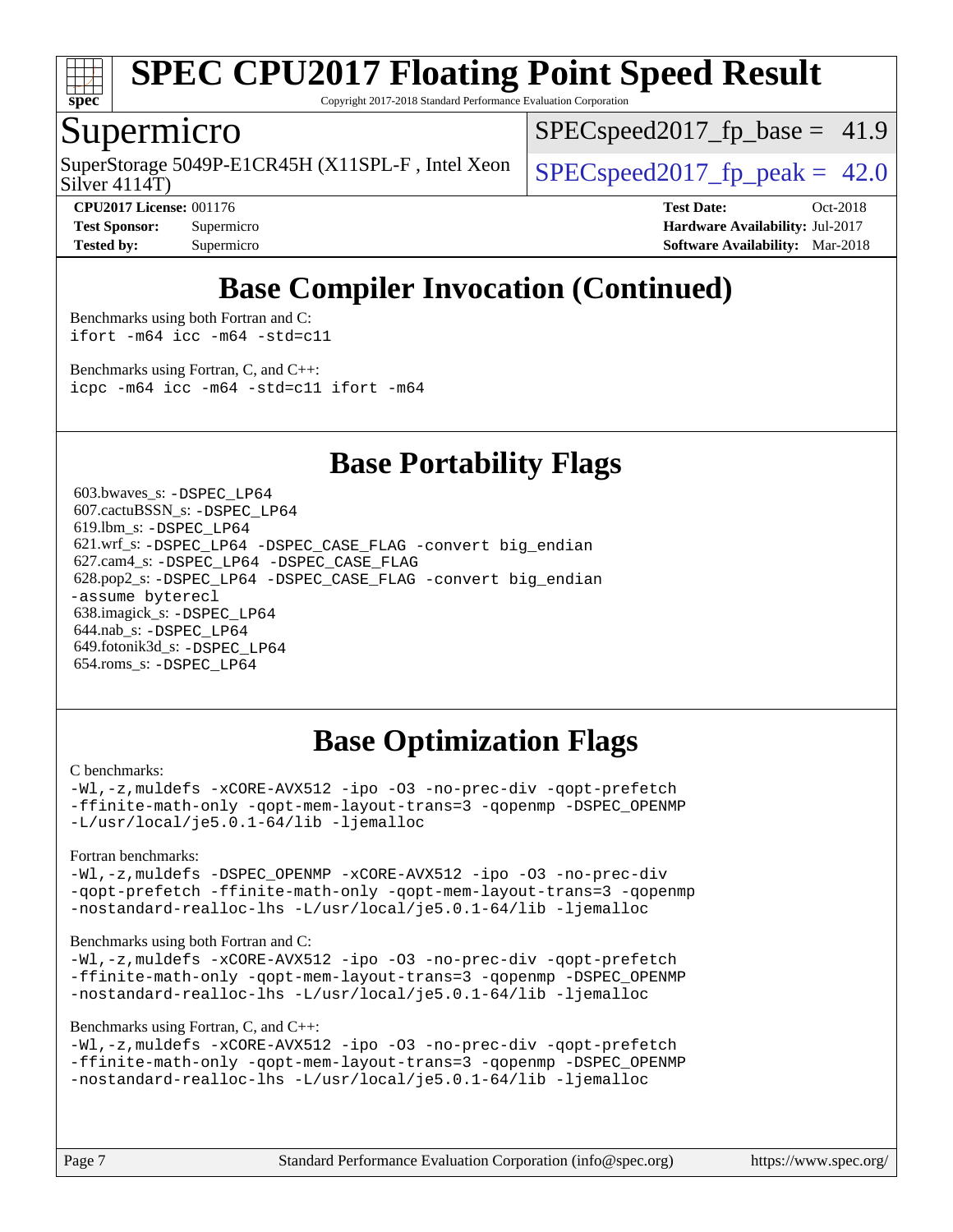# SPEC CPU2017 Floating Point Speed Result

Copyright 2017-2018 Standard Performance Evaluation Corporation

## Supermicro

SuperStorage 5049P-E1CR45H (X11SPL-F , Intel Xeon Silver 4114T)

SPECspeed2017_fp_base = 41.9

SPECspeed2017_fp_peak = 42.0

**CPU2017 License:** 001176
**Test Sponsor:** Supermicro
**Tested by:** Supermicro

**Test Date:** Oct-2018
**Hardware Availability:** Jul-2017
**Software Availability:** Mar-2018

## Base Compiler Invocation (Continued)

Benchmarks using both Fortran and C:

```
ifort -m64 icc -m64 -std=c11
```

Benchmarks using Fortran, C, and C++:

```
icpc -m64 icc -m64 -std=c11 ifort -m64
```

## Base Portability Flags

603.bwaves_s: -DSPEC_LP64
607.cactuBSSN_s: -DSPEC_LP64
619.lbm_s: -DSPEC_LP64
621.wrf_s: -DSPEC_LP64 -DSPEC_CASE_FLAG -convert big_endian
627.cam4_s: -DSPEC_LP64 -DSPEC_CASE_FLAG
628.pop2_s: -DSPEC_LP64 -DSPEC_CASE_FLAG -convert big_endian -assume byterecl
638.imagick_s: -DSPEC_LP64
644.nab_s: -DSPEC_LP64
649.fotonik3d_s: -DSPEC_LP64
654.roms_s: -DSPEC_LP64

## Base Optimization Flags

C benchmarks:

```
-Wl,-z,muldefs -xCORE-AVX512 -ipo -O3 -no-prec-div -qopt-prefetch
-ffinite-math-only -qopt-mem-layout-trans=3 -qopenmp -DSPEC_OPENMP
-L/usr/local/je5.0.1-64/lib -ljemalloc
```

Fortran benchmarks:

```
-Wl,-z,muldefs -DSPEC_OPENMP -xCORE-AVX512 -ipo -O3 -no-prec-div
-qopt-prefetch -ffinite-math-only -qopt-mem-layout-trans=3 -qopenmp
-nostandard-realloc-lhs -L/usr/local/je5.0.1-64/lib -ljemalloc
```

Benchmarks using both Fortran and C:

```
-Wl,-z,muldefs -xCORE-AVX512 -ipo -O3 -no-prec-div -qopt-prefetch
-ffinite-math-only -qopt-mem-layout-trans=3 -qopenmp -DSPEC_OPENMP
-nostandard-realloc-lhs -L/usr/local/je5.0.1-64/lib -ljemalloc
```

Benchmarks using Fortran, C, and C++:

```
-Wl,-z,muldefs -xCORE-AVX512 -ipo -O3 -no-prec-div -qopt-prefetch
-ffinite-math-only -qopt-mem-layout-trans=3 -qopenmp -DSPEC_OPENMP
-nostandard-realloc-lhs -L/usr/local/je5.0.1-64/lib -ljemalloc
```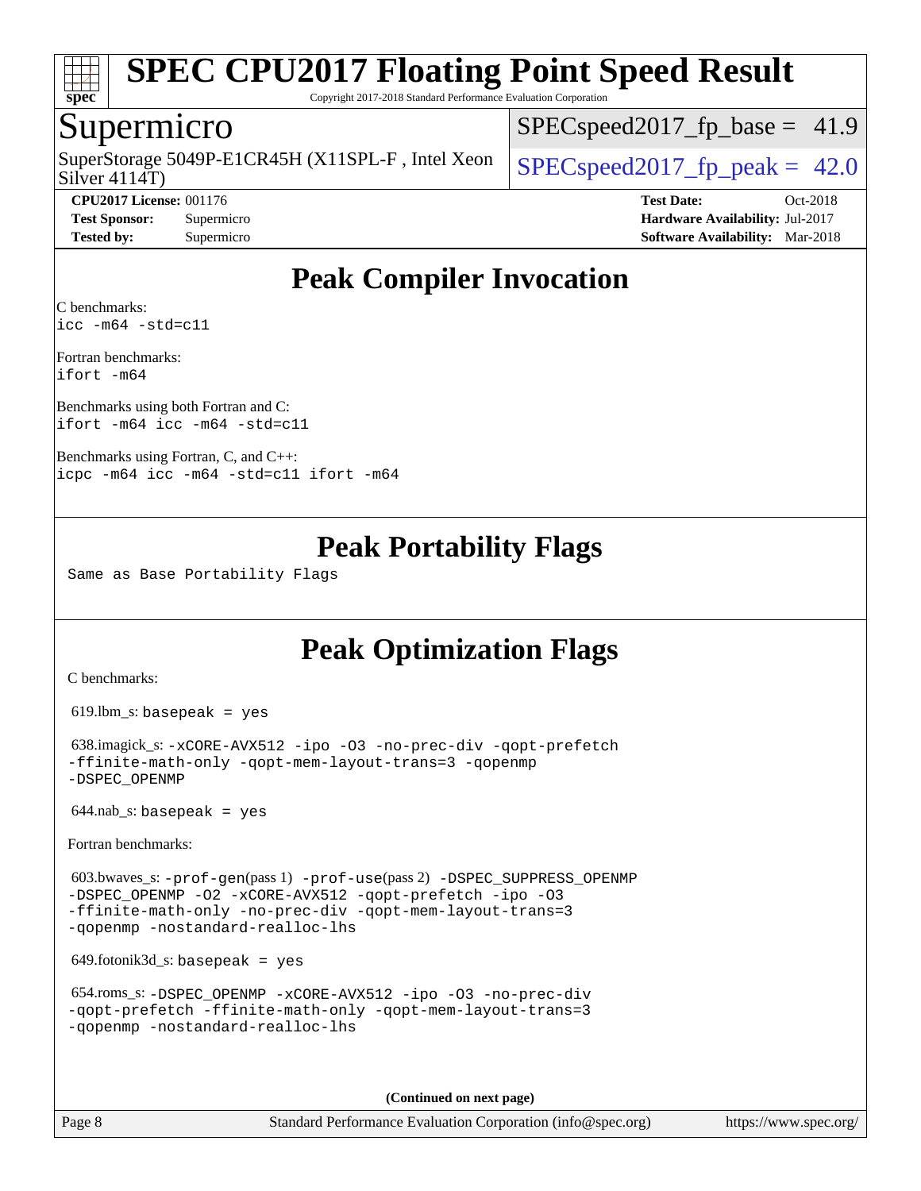# SPEC CPU2017 Floating Point Speed Result

Copyright 2017-2018 Standard Performance Evaluation Corporation

## Supermicro

SuperStorage 5049P-E1CR45H (X11SPL-F , Intel Xeon Silver 4114T)

SPECspeed2017_fp_base = 41.9

SPECspeed2017_fp_peak = 42.0

**CPU2017 License:** 001176
**Test Sponsor:** Supermicro
**Tested by:** Supermicro

**Test Date:** Oct-2018
**Hardware Availability:** Jul-2017
**Software Availability:** Mar-2018

## Peak Compiler Invocation

C benchmarks:
`icc -m64 -std=c11`

Fortran benchmarks:
`ifort -m64`

Benchmarks using both Fortran and C:
`ifort -m64 icc -m64 -std=c11`

Benchmarks using Fortran, C, and C++:
`icpc -m64 icc -m64 -std=c11 ifort -m64`

## Peak Portability Flags

Same as Base Portability Flags

## Peak Optimization Flags

C benchmarks:

619.lbm_s: `basepeak = yes`

638.imagick_s: `-xCORE-AVX512 -ipo -O3 -no-prec-div -qopt-prefetch -ffinite-math-only -qopt-mem-layout-trans=3 -qopenmp -DSPEC_OPENMP`

644.nab_s: `basepeak = yes`

Fortran benchmarks:

603.bwaves_s: `-prof-gen`(pass 1) `-prof-use`(pass 2) `-DSPEC_SUPPRESS_OPENMP -DSPEC_OPENMP -O2 -xCORE-AVX512 -qopt-prefetch -ipo -O3 -ffinite-math-only -no-prec-div -qopt-mem-layout-trans=3 -qopenmp -nostandard-realloc-lhs`

649.fotonik3d_s: `basepeak = yes`

654.roms_s: `-DSPEC_OPENMP -xCORE-AVX512 -ipo -O3 -no-prec-div -qopt-prefetch -ffinite-math-only -qopt-mem-layout-trans=3 -qopenmp -nostandard-realloc-lhs`

**(Continued on next page)**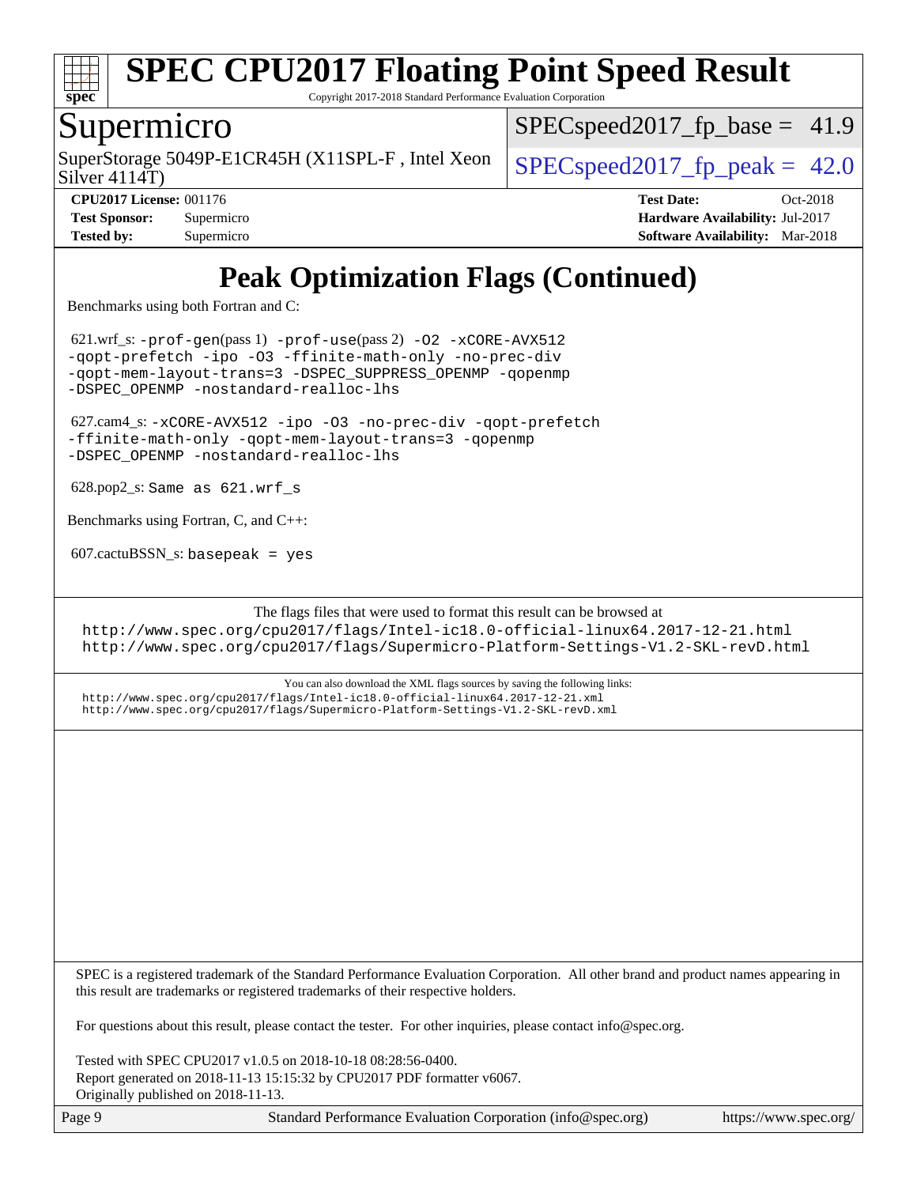# Peak Optimization Flags (Continued)

Benchmarks using both Fortran and C:

621.wrf_s: -prof-gen(pass 1) -prof-use(pass 2) -O2 -xCORE-AVX512 -qopt-prefetch -ipo -O3 -ffinite-math-only -no-prec-div -qopt-mem-layout-trans=3 -DSPEC_SUPPRESS_OPENMP -qopenmp -DSPEC_OPENMP -nostandard-realloc-lhs

627.cam4_s: -xCORE-AVX512 -ipo -O3 -no-prec-div -qopt-prefetch -ffinite-math-only -qopt-mem-layout-trans=3 -qopenmp -DSPEC_OPENMP -nostandard-realloc-lhs

628.pop2_s: Same as 621.wrf_s

Benchmarks using Fortran, C, and C++:

607.cactuBSSN_s: basepeak = yes

The flags files that were used to format this result can be browsed at
http://www.spec.org/cpu2017/flags/Intel-ic18.0-official-linux64.2017-12-21.html
http://www.spec.org/cpu2017/flags/Supermicro-Platform-Settings-V1.2-SKL-revD.html

You can also download the XML flags sources by saving the following links:
http://www.spec.org/cpu2017/flags/Intel-ic18.0-official-linux64.2017-12-21.xml
http://www.spec.org/cpu2017/flags/Supermicro-Platform-Settings-V1.2-SKL-revD.xml

SPEC is a registered trademark of the Standard Performance Evaluation Corporation. All other brand and product names appearing in this result are trademarks or registered trademarks of their respective holders.

For questions about this result, please contact the tester. For other inquiries, please contact info@spec.org.

Tested with SPEC CPU2017 v1.0.5 on 2018-10-18 08:28:56-0400.
Report generated on 2018-11-13 15:15:32 by CPU2017 PDF formatter v6067.
Originally published on 2018-11-13.